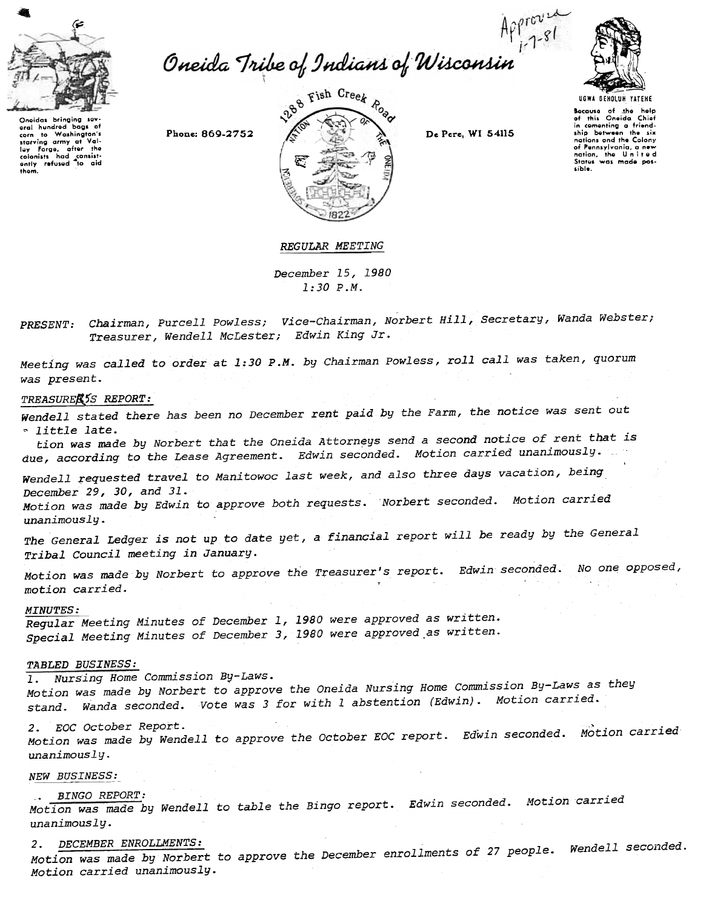Approved 1-7-81

# Oneida Tribe of Indians of Wisconsin

Oneidas bringing several hundred bags of corn to Washington's starving army at Valley Forge, after the colonists had consistently refused to aid them.

Phone: 869-2752

1288 Fish Creek Road

De Pere, WI 54115

UGWA DEHOLUH YATEHE

Because of the help of this Oneida Chief in cementing a friendship between the six nations and the Colony of Pennsylvania, a new nation, the United States was made possible.

*REGULAR MEETING*

*December 15, 1980*
*1:30 P.M.*

*PRESENT: Chairman, Purcell Powless; Vice-Chairman, Norbert Hill, Secretary, Wanda Webster; Treasurer, Wendell McLester; Edwin King Jr.*

*Meeting was called to order at 1:30 P.M. by Chairman Powless, roll call was taken, quorum was present.*

*TREASURER'S REPORT:*

*Wendell stated there has been no December rent paid by the Farm, the notice was sent out a little late.*

*Motion was made by Norbert that the Oneida Attorneys send a second notice of rent that is due, according to the Lease Agreement. Edwin seconded. Motion carried unanimously.*

*Wendell requested travel to Manitowoc last week, and also three days vacation, being December 29, 30, and 31.*

*Motion was made by Edwin to approve both requests. Norbert seconded. Motion carried unanimously.*

*The General Ledger is not up to date yet, a financial report will be ready by the General Tribal Council meeting in January.*

*Motion was made by Norbert to approve the Treasurer's report. Edwin seconded. No one opposed, motion carried.*

*MINUTES:*

*Regular Meeting Minutes of December 1, 1980 were approved as written.*
*Special Meeting Minutes of December 3, 1980 were approved as written.*

*TABLED BUSINESS:*

*1. Nursing Home Commission By-Laws.*
*Motion was made by Norbert to approve the Oneida Nursing Home Commission By-Laws as they stand. Wanda seconded. Vote was 3 for with 1 abstention (Edwin). Motion carried.*

*2. EOC October Report.*
*Motion was made by Wendell to approve the October EOC report. Edwin seconded. Motion carried unanimously.*

*NEW BUSINESS:*

*1. BINGO REPORT:*
*Motion was made by Wendell to table the Bingo report. Edwin seconded. Motion carried unanimously.*

*2. DECEMBER ENROLLMENTS:*
*Motion was made by Norbert to approve the December enrollments of 27 people. Wendell seconded. Motion carried unanimously.*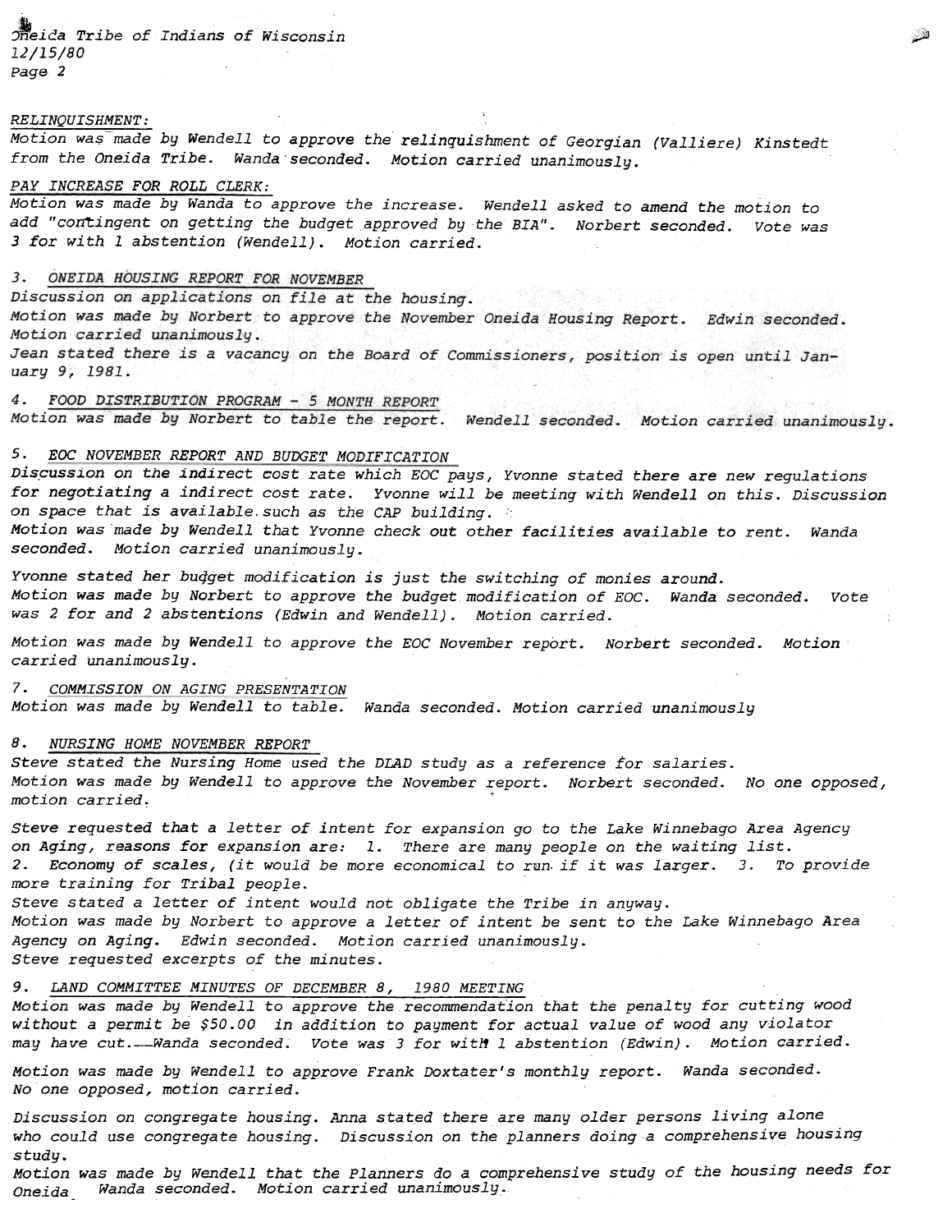RELINQUISHMENT:

Motion was made by Wendell to approve the relinquishment of Georgian (Valliere) Kinstedt from the Oneida Tribe. Wanda seconded. Motion carried unanimously.

PAY INCREASE FOR ROLL CLERK:

Motion was made by Wanda to approve the increase. Wendell asked to amend the motion to add "contingent on getting the budget approved by the BIA". Norbert seconded. Vote was 3 for with 1 abstention (Wendell). Motion carried.

3. ONEIDA HOUSING REPORT FOR NOVEMBER

Discussion on applications on file at the housing.
Motion was made by Norbert to approve the November Oneida Housing Report. Edwin seconded. Motion carried unanimously.
Jean stated there is a vacancy on the Board of Commissioners, position is open until January 9, 1981.

4. FOOD DISTRIBUTION PROGRAM - 5 MONTH REPORT

Motion was made by Norbert to table the report. Wendell seconded. Motion carried unanimously.

5. EOC NOVEMBER REPORT AND BUDGET MODIFICATION

Discussion on the indirect cost rate which EOC pays, Yvonne stated there are new regulations for negotiating a indirect cost rate. Yvonne will be meeting with Wendell on this. Discussion on space that is available such as the CAP building.
Motion was made by Wendell that Yvonne check out other facilities available to rent. Wanda seconded. Motion carried unanimously.

Yvonne stated her budget modification is just the switching of monies around.
Motion was made by Norbert to approve the budget modification of EOC. Wanda seconded. Vote was 2 for and 2 abstentions (Edwin and Wendell). Motion carried.

Motion was made by Wendell to approve the EOC November report. Norbert seconded. Motion carried unanimously.

7. COMMISSION ON AGING PRESENTATION

Motion was made by Wendell to table. Wanda seconded. Motion carried unanimously

8. NURSING HOME NOVEMBER REPORT

Steve stated the Nursing Home used the DLAD study as a reference for salaries.
Motion was made by Wendell to approve the November report. Norbert seconded. No one opposed, motion carried.

Steve requested that a letter of intent for expansion go to the Lake Winnebago Area Agency on Aging, reasons for expansion are: 1. There are many people on the waiting list.
2. Economy of scales, (it would be more economical to run if it was larger. 3. To provide more training for Tribal people.
Steve stated a letter of intent would not obligate the Tribe in anyway.
Motion was made by Norbert to approve a letter of intent be sent to the Lake Winnebago Area Agency on Aging. Edwin seconded. Motion carried unanimously.
Steve requested excerpts of the minutes.

9. LAND COMMITTEE MINUTES OF DECEMBER 8, 1980 MEETING

Motion was made by Wendell to approve the recommendation that the penalty for cutting wood without a permit be $50.00 in addition to payment for actual value of wood any violator may have cut. Wanda seconded. Vote was 3 for with 1 abstention (Edwin). Motion carried.

Motion was made by Wendell to approve Frank Doxtater's monthly report. Wanda seconded. No one opposed, motion carried.

Discussion on congregate housing. Anna stated there are many older persons living alone who could use congregate housing. Discussion on the planners doing a comprehensive housing study.
Motion was made by Wendell that the Planners do a comprehensive study of the housing needs for Oneida Wanda seconded. Motion carried unanimously.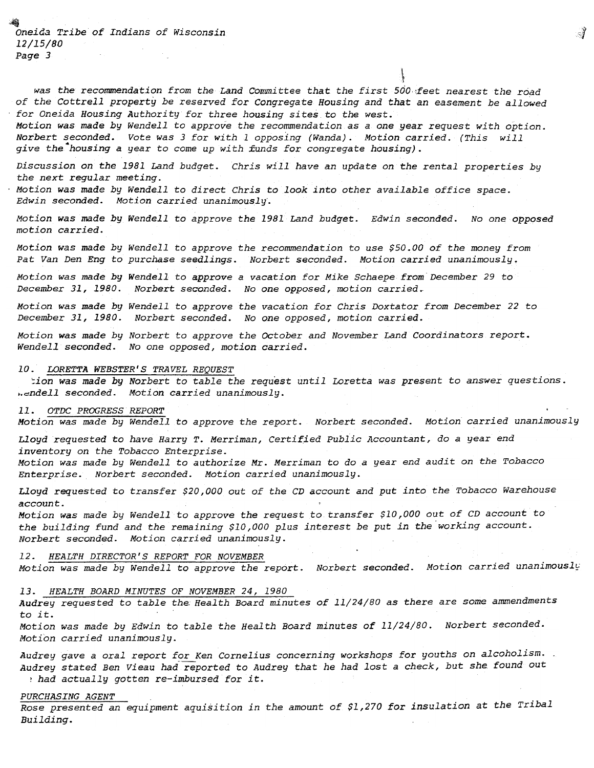was the recommendation from the Land Committee that the first 500 feet nearest the road of the Cottrell property be reserved for Congregate Housing and that an easement be allowed for Oneida Housing Authority for three housing sites to the west.
Motion was made by Wendell to approve the recommendation as a one year request with option. Norbert seconded. Vote was 3 for with 1 opposing (Wanda). Motion carried. (This will give the housing a year to come up with funds for congregate housing).

Discussion on the 1981 Land budget. Chris will have an update on the rental properties by the next regular meeting.
Motion was made by Wendell to direct Chris to look into other available office space. Edwin seconded. Motion carried unanimously.

Motion was made by Wendell to approve the 1981 Land budget. Edwin seconded. No one opposed motion carried.

Motion was made by Wendell to approve the recommendation to use $50.00 of the money from Pat Van Den Eng to purchase seedlings. Norbert seconded. Motion carried unanimously.

Motion was made by Wendell to approve a vacation for Mike Schaepe from December 29 to December 31, 1980. Norbert seconded. No one opposed, motion carried.

Motion was made by Wendell to approve the vacation for Chris Doxtator from December 22 to December 31, 1980. Norbert seconded. No one opposed, motion carried.

Motion was made by Norbert to approve the October and November Land Coordinators report. Wendell seconded. No one opposed, motion carried.

10. LORETTA WEBSTER'S TRAVEL REQUEST

tion was made by Norbert to table the request until Loretta was present to answer questions. endell seconded. Motion carried unanimously.

11. OTDC PROGRESS REPORT

Motion was made by Wendell to approve the report. Norbert seconded. Motion carried unanimously

Lloyd requested to have Harry T. Merriman, Certified Public Accountant, do a year end inventory on the Tobacco Enterprise.
Motion was made by Wendell to authorize Mr. Merriman to do a year end audit on the Tobacco Enterprise. Norbert seconded. Motion carried unanimously.

Lloyd requested to transfer $20,000 out of the CD account and put into the Tobacco Warehouse account.
Motion was made by Wendell to approve the request to transfer $10,000 out of CD account to the building fund and the remaining $10,000 plus interest be put in the working account. Norbert seconded. Motion carried unanimously.

12. HEALTH DIRECTOR'S REPORT FOR NOVEMBER

Motion was made by Wendell to approve the report. Norbert seconded. Motion carried unanimously

13. HEALTH BOARD MINUTES OF NOVEMBER 24, 1980

Audrey requested to table the Health Board minutes of 11/24/80 as there are some ammendments to it.
Motion was made by Edwin to table the Health Board minutes of 11/24/80. Norbert seconded. Motion carried unanimously.

Audrey gave a oral report for Ken Cornelius concerning workshops for youths on alcoholism. Audrey stated Ben Vieau had reported to Audrey that he had lost a check, but she found out had actually gotten re-imbursed for it.

PURCHASING AGENT

Rose presented an equipment aquisition in the amount of $1,270 for insulation at the Tribal Building.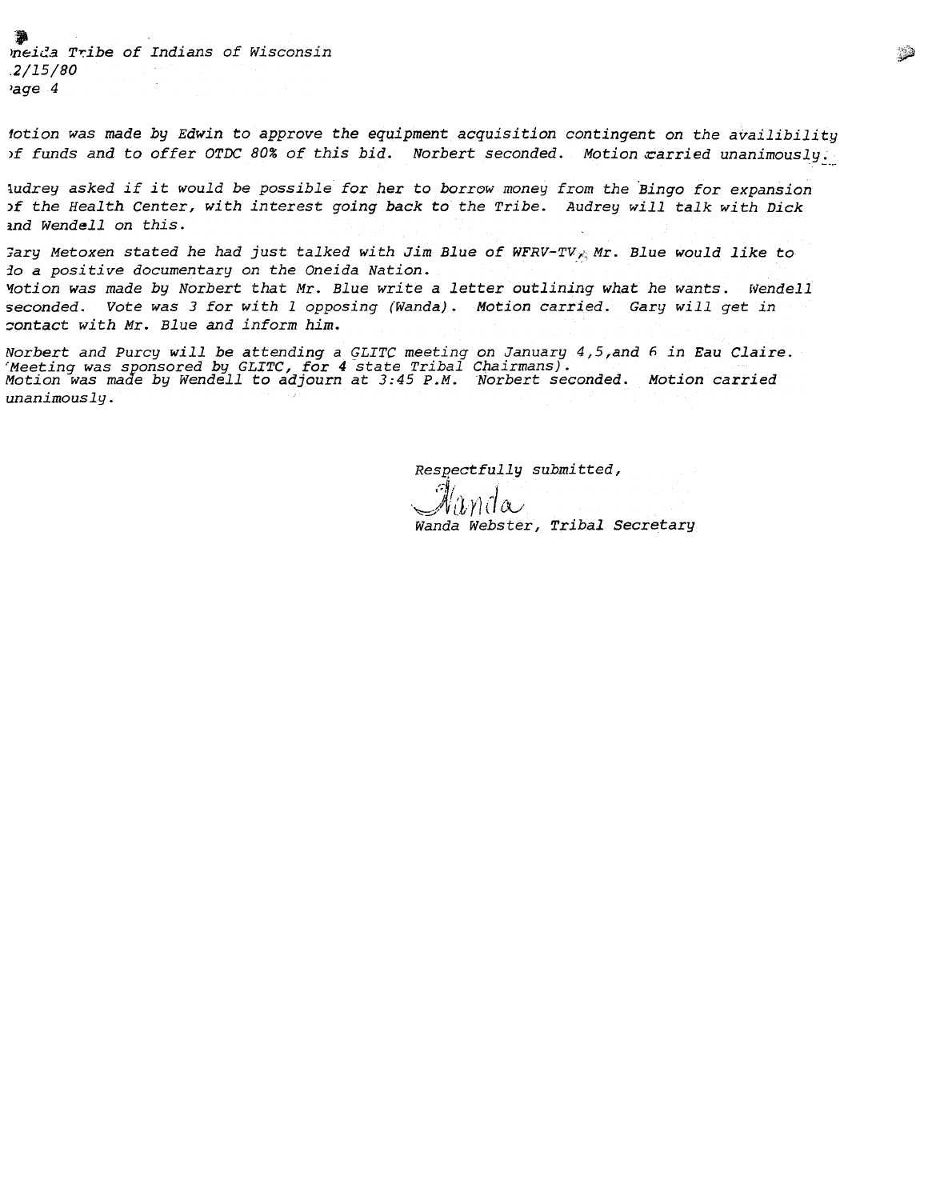Motion was made by Edwin to approve the equipment acquisition contingent on the availibility of funds and to offer OTDC 80% of this bid. Norbert seconded. Motion carried unanimously.

Audrey asked if it would be possible for her to borrow money from the Bingo for expansion of the Health Center, with interest going back to the Tribe. Audrey will talk with Dick and Wendell on this.

Gary Metoxen stated he had just talked with Jim Blue of WFRV-TV. Mr. Blue would like to do a positive documentary on the Oneida Nation.

Motion was made by Norbert that Mr. Blue write a letter outlining what he wants. Wendell seconded. Vote was 3 for with 1 opposing (Wanda). Motion carried. Gary will get in contact with Mr. Blue and inform him.

Norbert and Purcy will be attending a GLITC meeting on January 4,5,and 6 in Eau Claire. (Meeting was sponsored by GLITC, for 4 state Tribal Chairmans).
Motion was made by Wendell to adjourn at 3:45 P.M. Norbert seconded. Motion carried unanimously.

Respectfully submitted,

Wanda

Wanda Webster, Tribal Secretary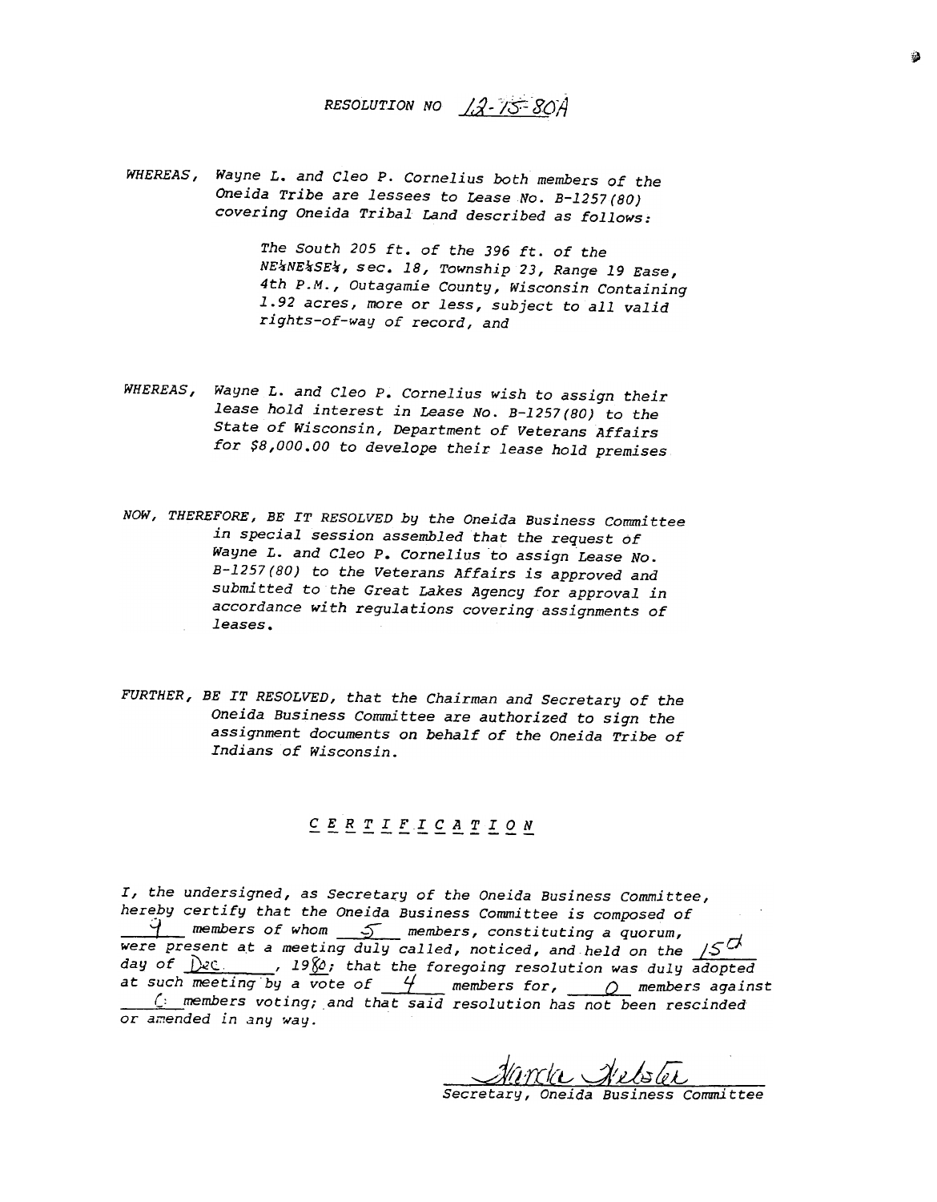RESOLUTION NO 12-15-80A

WHEREAS, Wayne L. and Cleo P. Cornelius both members of the Oneida Tribe are lessees to Lease No. B-1257(80) covering Oneida Tribal Land described as follows:

> The South 205 ft. of the 396 ft. of the NE¼NE¼SE¼, sec. 18, Township 23, Range 19 Ease, 4th P.M., Outagamie County, Wisconsin Containing 1.92 acres, more or less, subject to all valid rights-of-way of record, and

WHEREAS, Wayne L. and Cleo P. Cornelius wish to assign their lease hold interest in Lease No. B-1257(80) to the State of Wisconsin, Department of Veterans Affairs for $8,000.00 to develope their lease hold premises

NOW, THEREFORE, BE IT RESOLVED by the Oneida Business Committee in special session assembled that the request of Wayne L. and Cleo P. Cornelius to assign Lease No. B-1257(80) to the Veterans Affairs is approved and submitted to the Great Lakes Agency for approval in accordance with regulations covering assignments of leases.

FURTHER, BE IT RESOLVED, that the Chairman and Secretary of the Oneida Business Committee are authorized to sign the assignment documents on behalf of the Oneida Tribe of Indians of Wisconsin.

## C E R T I F I C A T I O N

I, the undersigned, as Secretary of the Oneida Business Committee, hereby certify that the Oneida Business Committee is composed of 9 members of whom 5 members, constituting a quorum, were present at a meeting duly called, noticed, and held on the 15d day of Dec., 1980; that the foregoing resolution was duly adopted at such meeting by a vote of 4 members for, 0 members against 0 members voting; and that said resolution has not been rescinded or amended in any way.

Marcia Webster
Secretary, Oneida Business Committee